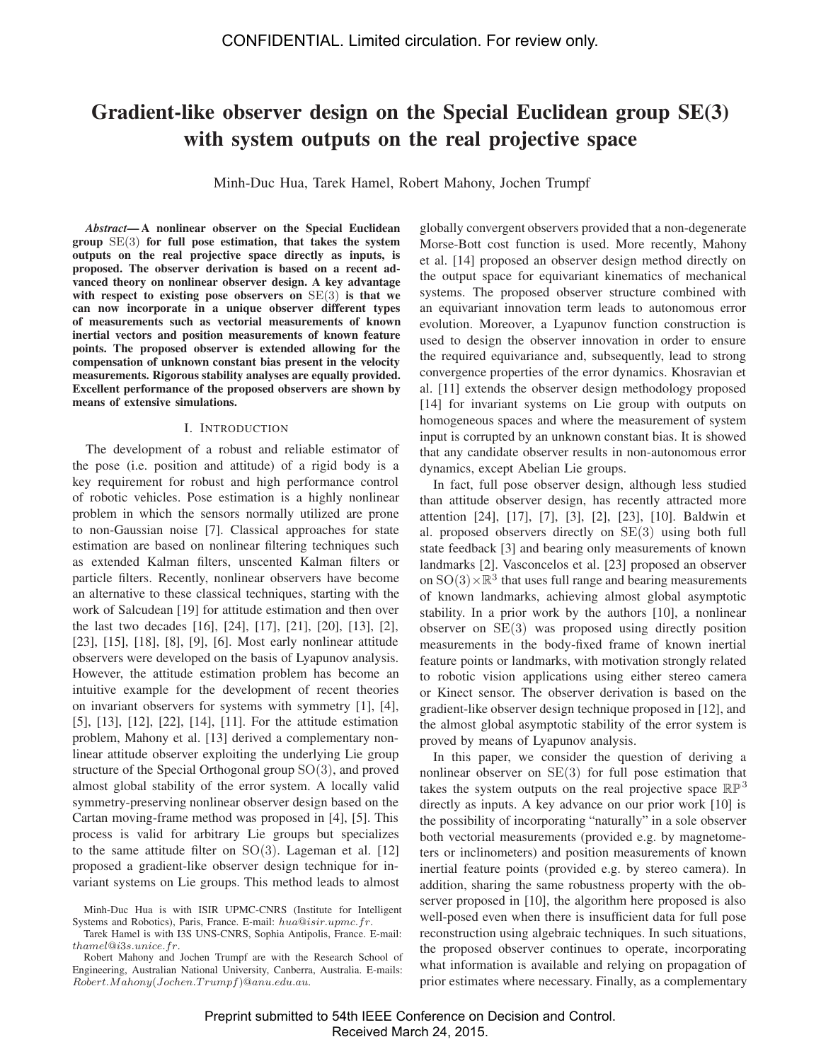# Gradient-like observer design on the Special Euclidean group SE(3) with system outputs on the real projective space

Minh-Duc Hua, Tarek Hamel, Robert Mahony, Jochen Trumpf

***Abstract*— A nonlinear observer on the Special Euclidean group $\mathrm{SE}(3)$ for full pose estimation, that takes the system outputs on the real projective space directly as inputs, is proposed. The observer derivation is based on a recent advanced theory on nonlinear observer design. A key advantage with respect to existing pose observers on $\mathrm{SE}(3)$ is that we can now incorporate in a unique observer different types of measurements such as vectorial measurements of known inertial vectors and position measurements of known feature points. The proposed observer is extended allowing for the compensation of unknown constant bias present in the velocity measurements. Rigorous stability analyses are equally provided. Excellent performance of the proposed observers are shown by means of extensive simulations.**

## I. Introduction

The development of a robust and reliable estimator of the pose (i.e. position and attitude) of a rigid body is a key requirement for robust and high performance control of robotic vehicles. Pose estimation is a highly nonlinear problem in which the sensors normally utilized are prone to non-Gaussian noise [7]. Classical approaches for state estimation are based on nonlinear filtering techniques such as extended Kalman filters, unscented Kalman filters or particle filters. Recently, nonlinear observers have become an alternative to these classical techniques, starting with the work of Salcudean [19] for attitude estimation and then over the last two decades [16], [24], [17], [21], [20], [13], [2], [23], [15], [18], [8], [9], [6]. Most early nonlinear attitude observers were developed on the basis of Lyapunov analysis. However, the attitude estimation problem has become an intuitive example for the development of recent theories on invariant observers for systems with symmetry [1], [4], [5], [13], [12], [22], [14], [11]. For the attitude estimation problem, Mahony et al. [13] derived a complementary nonlinear attitude observer exploiting the underlying Lie group structure of the Special Orthogonal group $\mathrm{SO}(3)$, and proved almost global stability of the error system. A locally valid symmetry-preserving nonlinear observer design based on the Cartan moving-frame method was proposed in [4], [5]. This process is valid for arbitrary Lie groups but specializes to the same attitude filter on $\mathrm{SO}(3)$. Lageman et al. [12] proposed a gradient-like observer design technique for invariant systems on Lie groups. This method leads to almost globally convergent observers provided that a non-degenerate Morse-Bott cost function is used. More recently, Mahony et al. [14] proposed an observer design method directly on the output space for equivariant kinematics of mechanical systems. The proposed observer structure combined with an equivariant innovation term leads to autonomous error evolution. Moreover, a Lyapunov function construction is used to design the observer innovation in order to ensure the required equivariance and, subsequently, lead to strong convergence properties of the error dynamics. Khosravian et al. [11] extends the observer design methodology proposed [14] for invariant systems on Lie group with outputs on homogeneous spaces and where the measurement of system input is corrupted by an unknown constant bias. It is showed that any candidate observer results in non-autonomous error dynamics, except Abelian Lie groups.

In fact, full pose observer design, although less studied than attitude observer design, has recently attracted more attention [24], [17], [7], [3], [2], [23], [10]. Baldwin et al. proposed observers directly on $\mathrm{SE}(3)$ using both full state feedback [3] and bearing only measurements of known landmarks [2]. Vasconcelos et al. [23] proposed an observer on $\mathrm{SO}(3)\times\mathbb{R}^3$ that uses full range and bearing measurements of known landmarks, achieving almost global asymptotic stability. In a prior work by the authors [10], a nonlinear observer on $\mathrm{SE}(3)$ was proposed using directly position measurements in the body-fixed frame of known inertial feature points or landmarks, with motivation strongly related to robotic vision applications using either stereo camera or Kinect sensor. The observer derivation is based on the gradient-like observer design technique proposed in [12], and the almost global asymptotic stability of the error system is proved by means of Lyapunov analysis.

In this paper, we consider the question of deriving a nonlinear observer on $\mathrm{SE}(3)$ for full pose estimation that takes the system outputs on the real projective space $\mathbb{RP}^3$ directly as inputs. A key advance on our prior work [10] is the possibility of incorporating "naturally" in a sole observer both vectorial measurements (provided e.g. by magnetometers or inclinometers) and position measurements of known inertial feature points (provided e.g. by stereo camera). In addition, sharing the same robustness property with the observer proposed in [10], the algorithm here proposed is also well-posed even when there is insufficient data for full pose reconstruction using algebraic techniques. In such situations, the proposed observer continues to operate, incorporating what information is available and relying on propagation of prior estimates where necessary. Finally, as a complementary

Minh-Duc Hua is with ISIR UPMC-CNRS (Institute for Intelligent Systems and Robotics), Paris, France. E-mail: *hua@isir.upmc.fr*.

Tarek Hamel is with I3S UNS-CNRS, Sophia Antipolis, France. E-mail: *thamel@i3s.unice.fr*.

Robert Mahony and Jochen Trumpf are with the Research School of Engineering, Australian National University, Canberra, Australia. E-mails: *Robert.Mahony(Jochen.Trumpf)@anu.edu.au*.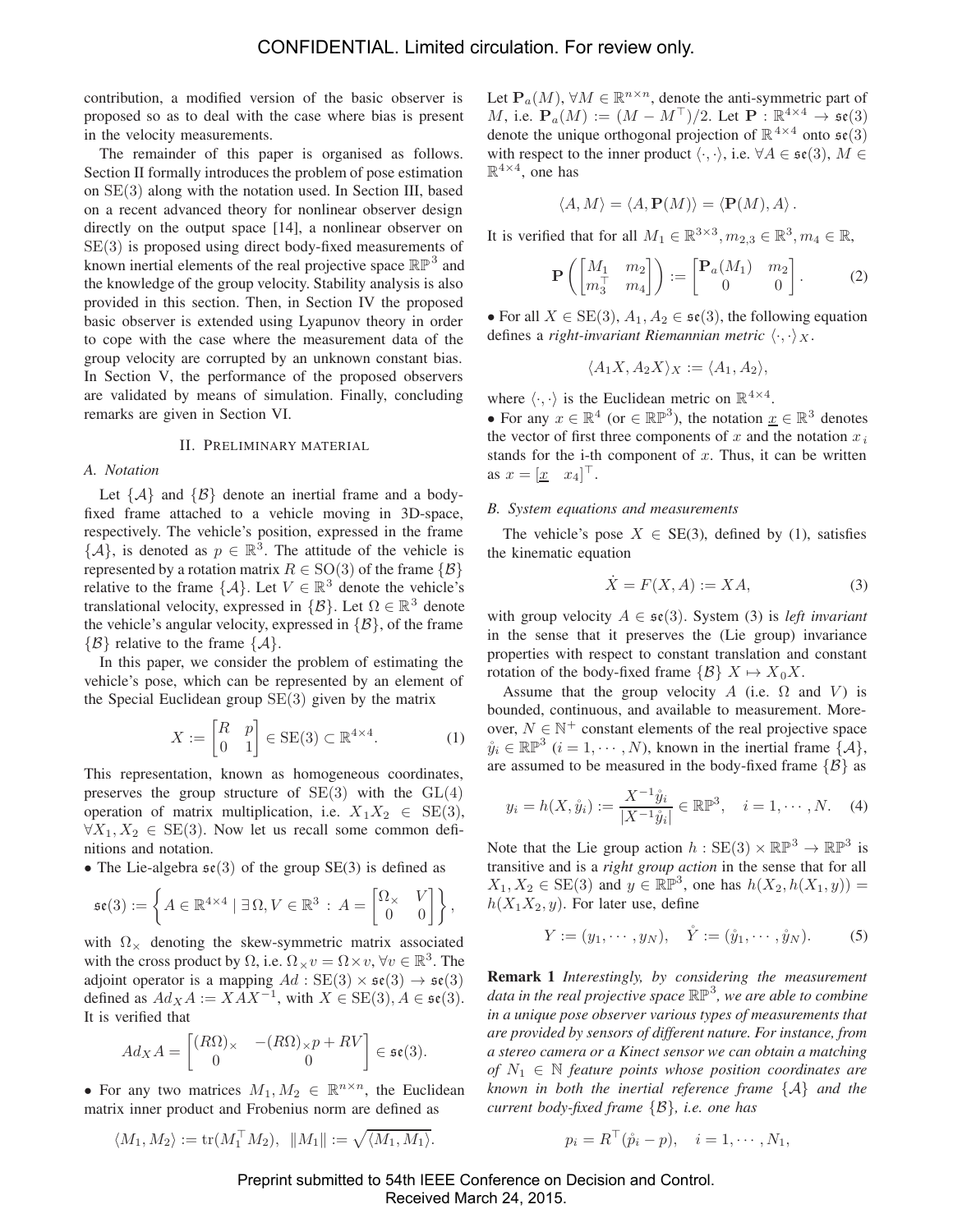contribution, a modified version of the basic observer is proposed so as to deal with the case where bias is present in the velocity measurements.

The remainder of this paper is organised as follows. Section II formally introduces the problem of pose estimation on SE(3) along with the notation used. In Section III, based on a recent advanced theory for nonlinear observer design directly on the output space [14], a nonlinear observer on SE(3) is proposed using direct body-fixed measurements of known inertial elements of the real projective space $\mathbb{RP}^3$ and the knowledge of the group velocity. Stability analysis is also provided in this section. Then, in Section IV the proposed basic observer is extended using Lyapunov theory in order to cope with the case where the measurement data of the group velocity are corrupted by an unknown constant bias. In Section V, the performance of the proposed observers are validated by means of simulation. Finally, concluding remarks are given in Section VI.

## II. Preliminary material

### A. Notation

Let $\{\mathcal{A}\}$ and $\{\mathcal{B}\}$ denote an inertial frame and a body-fixed frame attached to a vehicle moving in 3D-space, respectively. The vehicle's position, expressed in the frame $\{\mathcal{A}\}$, is denoted as $p \in \mathbb{R}^3$. The attitude of the vehicle is represented by a rotation matrix $R \in \mathrm{SO}(3)$ of the frame $\{\mathcal{B}\}$ relative to the frame $\{\mathcal{A}\}$. Let $V \in \mathbb{R}^3$ denote the vehicle's translational velocity, expressed in $\{\mathcal{B}\}$. Let $\Omega \in \mathbb{R}^3$ denote the vehicle's angular velocity, expressed in $\{\mathcal{B}\}$, of the frame $\{\mathcal{B}\}$ relative to the frame $\{\mathcal{A}\}$.

In this paper, we consider the problem of estimating the vehicle's pose, which can be represented by an element of the Special Euclidean group SE(3) given by the matrix

$$X := \begin{bmatrix} R & p \\ 0 & 1 \end{bmatrix} \in \mathrm{SE}(3) \subset \mathbb{R}^{4\times 4}. \qquad (1)$$

This representation, known as homogeneous coordinates, preserves the group structure of SE(3) with the GL(4) operation of matrix multiplication, i.e. $X_1 X_2 \in \mathrm{SE}(3)$, $\forall X_1, X_2 \in \mathrm{SE}(3)$. Now let us recall some common definitions and notation.

• The Lie-algebra $\mathfrak{se}(3)$ of the group SE(3) is defined as

$$\mathfrak{se}(3) := \left\{ A \in \mathbb{R}^{4\times 4} \mid \exists \Omega, V \in \mathbb{R}^3 : A = \begin{bmatrix} \Omega_\times & V \\ 0 & 0 \end{bmatrix} \right\},$$

with $\Omega_\times$ denoting the skew-symmetric matrix associated with the cross product by $\Omega$, i.e. $\Omega_\times v = \Omega \times v$, $\forall v \in \mathbb{R}^3$. The adjoint operator is a mapping $Ad : \mathrm{SE}(3) \times \mathfrak{se}(3) \to \mathfrak{se}(3)$ defined as $Ad_X A := XAX^{-1}$, with $X \in \mathrm{SE}(3), A \in \mathfrak{se}(3)$. It is verified that

$$Ad_X A = \begin{bmatrix} (R\Omega)_\times & -(R\Omega)_\times p + RV \\ 0 & 0 \end{bmatrix} \in \mathfrak{se}(3).$$

• For any two matrices $M_1, M_2 \in \mathbb{R}^{n\times n}$, the Euclidean matrix inner product and Frobenius norm are defined as

$$\langle M_1, M_2 \rangle := \mathrm{tr}(M_1^\top M_2), \quad \|M_1\| := \sqrt{\langle M_1, M_1 \rangle}.$$

Let $\mathbf{P}_a(M)$, $\forall M \in \mathbb{R}^{n\times n}$, denote the anti-symmetric part of $M$, i.e. $\mathbf{P}_a(M) := (M - M^\top)/2$. Let $\mathbf{P} : \mathbb{R}^{4\times 4} \to \mathfrak{se}(3)$ denote the unique orthogonal projection of $\mathbb{R}^{4\times 4}$ onto $\mathfrak{se}(3)$ with respect to the inner product $\langle \cdot, \cdot \rangle$, i.e. $\forall A \in \mathfrak{se}(3)$, $M \in \mathbb{R}^{4\times 4}$, one has

$$\langle A, M \rangle = \langle A, \mathbf{P}(M) \rangle = \langle \mathbf{P}(M), A \rangle.$$

It is verified that for all $M_1 \in \mathbb{R}^{3\times 3}, m_{2,3} \in \mathbb{R}^3, m_4 \in \mathbb{R}$,

$$\mathbf{P}\left( \begin{bmatrix} M_1 & m_2 \\ m_3^\top & m_4 \end{bmatrix} \right) := \begin{bmatrix} \mathbf{P}_a(M_1) & m_2 \\ 0 & 0 \end{bmatrix}. \qquad (2)$$

• For all $X \in \mathrm{SE}(3)$, $A_1, A_2 \in \mathfrak{se}(3)$, the following equation defines a *right-invariant Riemannian metric* $\langle \cdot, \cdot \rangle_X$.

$$\langle A_1 X, A_2 X \rangle_X := \langle A_1, A_2 \rangle,$$

where $\langle \cdot, \cdot \rangle$ is the Euclidean metric on $\mathbb{R}^{4\times 4}$.

• For any $x \in \mathbb{R}^4$ (or $\in \mathbb{RP}^3$), the notation $\underline{x} \in \mathbb{R}^3$ denotes the vector of first three components of $x$ and the notation $x_i$ stands for the i-th component of $x$. Thus, it can be written as $x = [\underline{x} \quad x_4]^\top$.

### B. System equations and measurements

The vehicle's pose $X \in \mathrm{SE}(3)$, defined by (1), satisfies the kinematic equation

$$\dot{X} = F(X, A) := XA, \qquad (3)$$

with group velocity $A \in \mathfrak{se}(3)$. System (3) is *left invariant* in the sense that it preserves the (Lie group) invariance properties with respect to constant translation and constant rotation of the body-fixed frame $\{\mathcal{B}\}$ $X \mapsto X_0 X$.

Assume that the group velocity $A$ (i.e. $\Omega$ and $V$) is bounded, continuous, and available to measurement. Moreover, $N \in \mathbb{N}^+$ constant elements of the real projective space $\mathring{y}_i \in \mathbb{RP}^3$ $(i = 1, \cdots, N)$, known in the inertial frame $\{\mathcal{A}\}$, are assumed to be measured in the body-fixed frame $\{\mathcal{B}\}$ as

$$y_i = h(X, \mathring{y}_i) := \frac{X^{-1}\mathring{y}_i}{|X^{-1}\mathring{y}_i|} \in \mathbb{RP}^3, \quad i = 1, \cdots, N. \qquad (4)$$

Note that the Lie group action $h : \mathrm{SE}(3) \times \mathbb{RP}^3 \to \mathbb{RP}^3$ is transitive and is a *right group action* in the sense that for all $X_1, X_2 \in \mathrm{SE}(3)$ and $y \in \mathbb{RP}^3$, one has $h(X_2, h(X_1, y)) = h(X_1 X_2, y)$. For later use, define

$$Y := (y_1, \cdots, y_N), \quad \mathring{Y} := (\mathring{y}_1, \cdots, \mathring{y}_N). \qquad (5)$$

**Remark 1** *Interestingly, by considering the measurement data in the real projective space $\mathbb{RP}^3$, we are able to combine in a unique pose observer various types of measurements that are provided by sensors of different nature. For instance, from a stereo camera or a Kinect sensor we can obtain a matching of $N_1 \in \mathbb{N}$ feature points whose position coordinates are known in both the inertial reference frame $\{\mathcal{A}\}$ and the current body-fixed frame $\{\mathcal{B}\}$, i.e. one has*

$$p_i = R^\top(\mathring{p}_i - p), \quad i = 1, \cdots, N_1,$$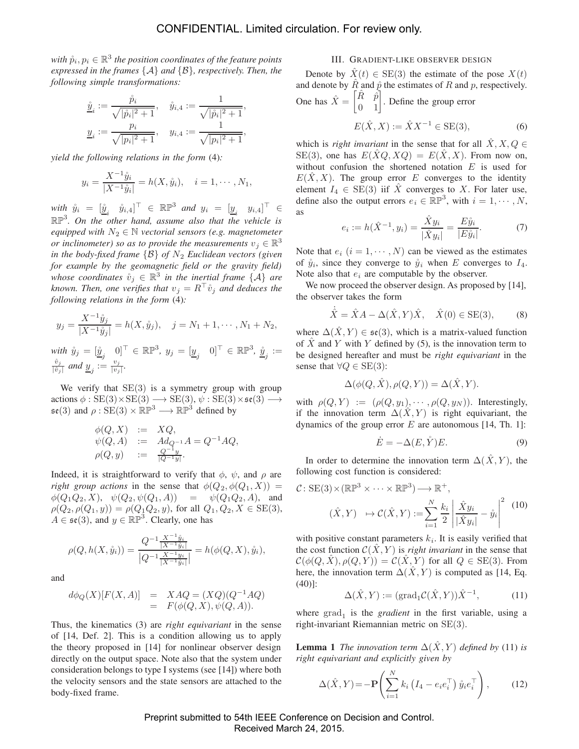*with $\mathring{p}_i, p_i \in \mathbb{R}^3$ the position coordinates of the feature points expressed in the frames $\{\mathcal{A}\}$ and $\{\mathcal{B}\}$, respectively. Then, the following simple transformations:*

$$\underline{\mathring{y}}_i := \frac{\mathring{p}_i}{\sqrt{|\mathring{p}_i|^2+1}}, \quad \mathring{y}_{i,4} := \frac{1}{\sqrt{|\mathring{p}_i|^2+1}},$$
$$\underline{y}_i := \frac{p_i}{\sqrt{|p_i|^2+1}}, \quad y_{i,4} := \frac{1}{\sqrt{|p_i|^2+1}},$$

*yield the following relations in the form* (4)*:*

$$y_i = \frac{X^{-1}\mathring{y}_i}{|X^{-1}\mathring{y}_i|} = h(X, \mathring{y}_i), \quad i = 1, \cdots, N_1,$$

*with $\mathring{y}_i = [\underline{\mathring{y}}_i \quad \mathring{y}_{i,4}]^\top \in \mathbb{RP}^3$ and $y_i = [\underline{y}_i \quad y_{i,4}]^\top \in \mathbb{RP}^3$. On the other hand, assume also that the vehicle is equipped with $N_2 \in \mathbb{N}$ vectorial sensors (e.g. magnetometer or inclinometer) so as to provide the measurements $v_j \in \mathbb{R}^3$ in the body-fixed frame $\{\mathcal{B}\}$ of $N_2$ Euclidean vectors (given for example by the geomagnetic field or the gravity field) whose coordinates $\mathring{v}_j \in \mathbb{R}^3$ in the inertial frame $\{\mathcal{A}\}$ are known. Then, one verifies that $v_j = R^\top \mathring{v}_j$ and deduces the following relations in the form* (4)*:*

$$y_j = \frac{X^{-1}\mathring{y}_j}{|X^{-1}\mathring{y}_j|} = h(X, \mathring{y}_j), \quad j = N_1+1, \cdots, N_1+N_2,$$

*with $\mathring{y}_j = [\underline{\mathring{y}}_j \quad 0]^\top \in \mathbb{RP}^3$, $y_j = [\underline{y}_j \quad 0]^\top \in \mathbb{RP}^3$, $\underline{\mathring{y}}_j := \frac{\mathring{v}_j}{|\mathring{v}_j|}$ and $\underline{y}_j := \frac{v_j}{|v_j|}$.*

We verify that SE(3) is a symmetry group with group actions $\phi : \mathrm{SE}(3) \times \mathrm{SE}(3) \longrightarrow \mathrm{SE}(3)$, $\psi : \mathrm{SE}(3) \times \mathfrak{se}(3) \longrightarrow \mathfrak{se}(3)$ and $\rho : \mathrm{SE}(3) \times \mathbb{RP}^3 \longrightarrow \mathbb{RP}^3$ defined by

$$\begin{aligned}
\phi(Q, X) &:= XQ, \\
\psi(Q, A) &:= Ad_{Q^{-1}}A = Q^{-1}AQ, \\
\rho(Q, y) &:= \tfrac{Q^{-1}y}{|Q^{-1}y|}.
\end{aligned}$$

Indeed, it is straightforward to verify that $\phi$, $\psi$, and $\rho$ are *right group actions* in the sense that $\phi(Q_2, \phi(Q_1, X)) = \phi(Q_1 Q_2, X)$, $\psi(Q_2, \psi(Q_1, A)) = \psi(Q_1 Q_2, A)$, and $\rho(Q_2, \rho(Q_1, y)) = \rho(Q_1 Q_2, y)$, for all $Q_1, Q_2, X \in \mathrm{SE}(3)$, $A \in \mathfrak{se}(3)$, and $y \in \mathbb{RP}^3$. Clearly, one has

$$\rho(Q, h(X, \mathring{y}_i)) = \frac{Q^{-1}\frac{X^{-1}\mathring{y}_i}{|X^{-1}\mathring{y}_i|}}{\left|Q^{-1}\frac{X^{-1}y_i}{|X^{-1}\mathring{y}_i|}\right|} = h(\phi(Q, X), \mathring{y}_i),$$

and

$$\begin{aligned}
d\phi_Q(X)[F(X, A)] &= XAQ = (XQ)(Q^{-1}AQ) \\
&= F(\phi(Q, X), \psi(Q, A)).
\end{aligned}$$

Thus, the kinematics (3) are *right equivariant* in the sense of [14, Def. 2]. This is a condition allowing us to apply the theory proposed in [14] for nonlinear observer design directly on the output space. Note also that the system under consideration belongs to type I systems (see [14]) where both the velocity sensors and the state sensors are attached to the body-fixed frame.

## III. Gradient-like observer design

Denote by $\hat{X}(t) \in \mathrm{SE}(3)$ the estimate of the pose $X(t)$ and denote by $\hat{R}$ and $\hat{p}$ the estimates of $R$ and $p$, respectively. One has $\hat{X} = \begin{bmatrix} \hat{R} & \hat{p} \\ 0 & 1 \end{bmatrix}$. Define the group error

$$E(\hat{X}, X) := \hat{X}X^{-1} \in \mathrm{SE}(3), \tag{6}$$

which is *right invariant* in the sense that for all $\hat{X}, X, Q \in \mathrm{SE}(3)$, one has $E(\hat{X}Q, XQ) = E(\hat{X}, X)$. From now on, without confusion the shortened notation $E$ is used for $E(\hat{X}, X)$. The group error $E$ converges to the identity element $I_4 \in \mathrm{SE}(3)$ iif $\hat{X}$ converges to $X$. For later use, define also the output errors $e_i \in \mathbb{RP}^3$, with $i = 1, \cdots, N$, as

$$e_i := h(\hat{X}^{-1}, y_i) = \frac{\hat{X}y_i}{|\hat{X}y_i|} = \frac{E\mathring{y}_i}{|E\mathring{y}_i|}. \tag{7}$$

Note that $e_i$ $(i = 1, \cdots, N)$ can be viewed as the estimates of $\mathring{y}_i$, since they converge to $\mathring{y}_i$ when $E$ converges to $I_4$. Note also that $e_i$ are computable by the observer.

We now proceed the observer design. As proposed by [14], the observer takes the form

$$\dot{\hat{X}} = \hat{X}A - \Delta(\hat{X}, Y)\hat{X}, \quad \hat{X}(0) \in \mathrm{SE}(3), \tag{8}$$

where $\Delta(\hat{X}, Y) \in \mathfrak{se}(3)$, which is a matrix-valued function of $\hat{X}$ and $Y$ with $Y$ defined by (5), is the innovation term to be designed hereafter and must be *right equivariant* in the sense that $\forall Q \in \mathrm{SE}(3)$:

$$\Delta(\phi(Q, \hat{X}), \rho(Q, Y)) = \Delta(\hat{X}, Y).$$

with $\rho(Q, Y) := (\rho(Q, y_1), \cdots, \rho(Q, y_N))$. Interestingly, if the innovation term $\Delta(\hat{X}, Y)$ is right equivariant, the dynamics of the group error $E$ are autonomous [14, Th. 1]:

$$\dot{E} = -\Delta(E, \mathring{Y})E. \tag{9}$$

In order to determine the innovation term $\Delta(\hat{X}, Y)$, the following cost function is considered:

$$\begin{aligned}
&\mathcal{C} \colon \mathrm{SE}(3) \times (\mathbb{RP}^3 \times \cdots \times \mathbb{RP}^3) \longrightarrow \mathbb{R}^+, \\
&(\hat{X}, Y) \quad \mapsto \mathcal{C}(\hat{X}, Y) := \sum_{i=1}^{N} \frac{k_i}{2} \left| \frac{\hat{X}y_i}{|\hat{X}y_i|} - \mathring{y}_i \right|^2
\end{aligned} \tag{10}$$

with positive constant parameters $k_i$. It is easily verified that the cost function $\mathcal{C}(\hat{X}, Y)$ is *right invariant* in the sense that $\mathcal{C}(\phi(Q, \hat{X}), \rho(Q, Y)) = \mathcal{C}(\hat{X}, Y)$ for all $Q \in \mathrm{SE}(3)$. From here, the innovation term $\Delta(\hat{X}, Y)$ is computed as [14, Eq. (40)]:

$$\Delta(\hat{X}, Y) := (\mathrm{grad}_1 \mathcal{C}(\hat{X}, Y))\hat{X}^{-1}, \tag{11}$$

where $\mathrm{grad}_1$ is the *gradient* in the first variable, using a right-invariant Riemannian metric on SE(3).

**Lemma 1** *The innovation term $\Delta(\hat{X}, Y)$ defined by* (11) *is right equivariant and explicitly given by*

$$\Delta(\hat{X}, Y) = -\mathbf{P}\left( \sum_{i=1}^{N} k_i \left( I_4 - e_i e_i^\top \right) \mathring{y}_i e_i^\top \right), \tag{12}$$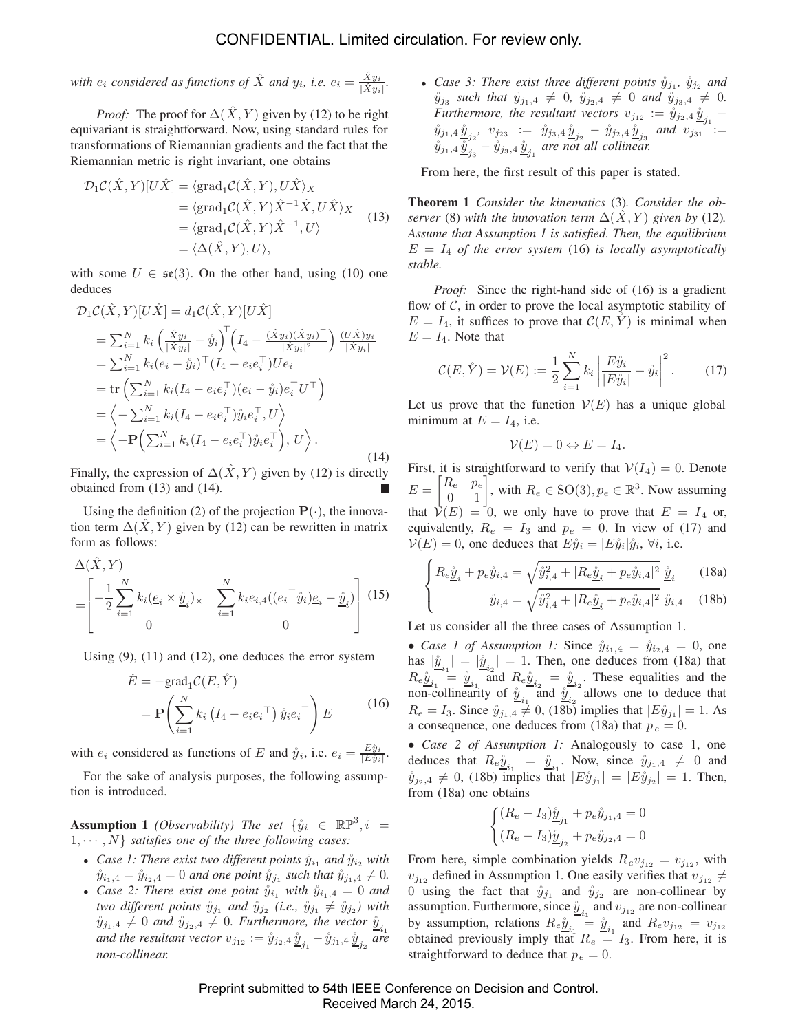with $e_i$ considered as functions of $\hat{X}$ and $y_i$, i.e. $e_i = \frac{\hat{X}y_i}{|\hat{X}y_i|}$.

*Proof:* The proof for $\Delta(\hat{X}, Y)$ given by (12) to be right equivariant is straightforward. Now, using standard rules for transformations of Riemannian gradients and the fact that the Riemannian metric is right invariant, one obtains

$$
\begin{aligned}
\mathcal{D}_1\mathcal{C}(\hat{X}, Y)[U\hat{X}] &= \langle \text{grad}_1\mathcal{C}(\hat{X}, Y), U\hat{X}\rangle_X \\
&= \langle \text{grad}_1\mathcal{C}(\hat{X}, Y)\hat{X}^{-1}\hat{X}, U\hat{X}\rangle_X \\
&= \langle \text{grad}_1\mathcal{C}(\hat{X}, Y)\hat{X}^{-1}, U\rangle \\
&= \langle \Delta(\hat{X}, Y), U\rangle,
\end{aligned} \tag{13}
$$

with some $U \in \mathfrak{se}(3)$. On the other hand, using (10) one deduces

$$
\begin{aligned}
&\mathcal{D}_1\mathcal{C}(\hat{X}, Y)[U\hat{X}] = d_1\mathcal{C}(\hat{X}, Y)[U\hat{X}] \\
&= \textstyle\sum_{i=1}^N k_i \left(\frac{\hat{X}y_i}{|\hat{X}y_i|} - \mathring{y}_i\right)^\top \left(I_4 - \frac{(\hat{X}y_i)(\hat{X}y_i)^\top}{|\hat{X}y_i|^2}\right) \frac{(U\hat{X})y_i}{|\hat{X}y_i|} \\
&= \textstyle\sum_{i=1}^N k_i (e_i - \mathring{y}_i)^\top (I_4 - e_i e_i^\top) U e_i \\
&= \text{tr}\left(\textstyle\sum_{i=1}^N k_i (I_4 - e_i e_i^\top)(e_i - \mathring{y}_i) e_i^\top U^\top\right) \\
&= \left\langle -\textstyle\sum_{i=1}^N k_i (I_4 - e_i e_i^\top)\mathring{y}_i e_i^\top, U\right\rangle \\
&= \left\langle -\mathbf{P}\Big(\textstyle\sum_{i=1}^N k_i (I_4 - e_i e_i^\top)\mathring{y}_i e_i^\top\Big), U\right\rangle.
\end{aligned} \tag{14}
$$

Finally, the expression of $\Delta(\hat{X}, Y)$ given by (12) is directly obtained from (13) and (14). ∎

Using the definition (2) of the projection $\mathbf{P}(\cdot)$, the innovation term $\Delta(\hat{X}, Y)$ given by (12) can be rewritten in matrix form as follows:

$$
\Delta(\hat{X}, Y) = \begin{bmatrix} -\frac{1}{2}\sum_{i=1}^N k_i (\underline{e}_i \times \underline{\mathring{y}}_i)_\times & \sum_{i=1}^N k_i e_{i,4}((e_i{}^\top \mathring{y}_i)\underline{e}_i - \underline{\mathring{y}}_i) \\ 0 & 0 \end{bmatrix} \tag{15}
$$

Using (9), (11) and (12), one deduces the error system

$$
\begin{aligned}
\dot{E} &= -\text{grad}_1\mathcal{C}(E, \mathring{Y}) \\
&= \mathbf{P}\left(\sum_{i=1}^N k_i \left(I_4 - e_i e_i{}^\top\right)\mathring{y}_i e_i{}^\top\right) E
\end{aligned} \tag{16}
$$

with $e_i$ considered as functions of $E$ and $\mathring{y}_i$, i.e. $e_i = \frac{E\mathring{y}_i}{|E\mathring{y}_i|}$.

For the sake of analysis purposes, the following assumption is introduced.

**Assumption 1** *(Observability) The set $\{\mathring{y}_i \in \mathbb{RP}^3, i = 1, \cdots, N\}$ satisfies one of the three following cases:*

- *Case 1: There exist two different points $\mathring{y}_{i_1}$ and $\mathring{y}_{i_2}$ with $\mathring{y}_{i_1,4} = \mathring{y}_{i_2,4} = 0$ and one point $\mathring{y}_{j_1}$ such that $\mathring{y}_{j_1,4} \neq 0$.*
- *Case 2: There exist one point $\mathring{y}_{i_1}$ with $\mathring{y}_{i_1,4} = 0$ and two different points $\mathring{y}_{j_1}$ and $\mathring{y}_{j_2}$ (i.e., $\mathring{y}_{j_1} \neq \mathring{y}_{j_2}$) with $\mathring{y}_{j_1,4} \neq 0$ and $\mathring{y}_{j_2,4} \neq 0$. Furthermore, the vector $\underline{\mathring{y}}_{i_1}$ and the resultant vector $v_{j_{12}} := \mathring{y}_{j_2,4}\underline{\mathring{y}}_{j_1} - \mathring{y}_{j_1,4}\underline{\mathring{y}}_{j_2}$ are non-collinear.*
- *Case 3: There exist three different points $\mathring{y}_{j_1}$, $\mathring{y}_{j_2}$ and $\mathring{y}_{j_3}$ such that $\mathring{y}_{j_1,4} \neq 0$, $\mathring{y}_{j_2,4} \neq 0$ and $\mathring{y}_{j_3,4} \neq 0$. Furthermore, the resultant vectors $v_{j_{12}} := \mathring{y}_{j_2,4}\underline{\mathring{y}}_{j_1} - \mathring{y}_{j_1,4}\underline{\mathring{y}}_{j_2}$, $v_{j_{23}} := \mathring{y}_{j_3,4}\underline{\mathring{y}}_{j_2} - \mathring{y}_{j_2,4}\underline{\mathring{y}}_{j_3}$ and $v_{j_{31}} := \mathring{y}_{j_1,4}\underline{\mathring{y}}_{j_3} - \mathring{y}_{j_3,4}\underline{\mathring{y}}_{j_1}$ are not all collinear.*

From here, the first result of this paper is stated.

**Theorem 1** *Consider the kinematics* (3)*. Consider the observer* (8) *with the innovation term $\Delta(\hat{X}, Y)$ given by* (12)*. Assume that Assumption 1 is satisfied. Then, the equilibrium $E = I_4$ of the error system* (16) *is locally asymptotically stable.*

*Proof:* Since the right-hand side of (16) is a gradient flow of $\mathcal{C}$, in order to prove the local asymptotic stability of $E = I_4$, it suffices to prove that $\mathcal{C}(E, \mathring{Y})$ is minimal when $E = I_4$. Note that

$$
\mathcal{C}(E, \mathring{Y}) = \mathcal{V}(E) := \frac{1}{2}\sum_{i=1}^N k_i \left|\frac{E\mathring{y}_i}{|E\mathring{y}_i|} - \mathring{y}_i\right|^2. \tag{17}
$$

Let us prove that the function $\mathcal{V}(E)$ has a unique global minimum at $E = I_4$, i.e.

$$
\mathcal{V}(E) = 0 \Leftrightarrow E = I_4.
$$

First, it is straightforward to verify that $\mathcal{V}(I_4) = 0$. Denote $E = \begin{bmatrix} R_e & p_e \\ 0 & 1 \end{bmatrix}$, with $R_e \in \mathrm{SO}(3), p_e \in \mathbb{R}^3$. Now assuming that $\mathcal{V}(E) = 0$, we only have to prove that $E = I_4$ or, equivalently, $R_e = I_3$ and $p_e = 0$. In view of (17) and $\mathcal{V}(E) = 0$, one deduces that $E\mathring{y}_i = |E\mathring{y}_i|\mathring{y}_i$, $\forall i$, i.e.

$$
\begin{cases}
R_e\underline{\mathring{y}}_i + p_e\mathring{y}_{i,4} = \sqrt{\mathring{y}_{i,4}^2 + |R_e\underline{\mathring{y}}_i + p_e\mathring{y}_{i,4}|^2}\ \underline{\mathring{y}}_i & \text{(18a)} \\
\mathring{y}_{i,4} = \sqrt{\mathring{y}_{i,4}^2 + |R_e\underline{\mathring{y}}_i + p_e\mathring{y}_{i,4}|^2}\ \mathring{y}_{i,4} & \text{(18b)}
\end{cases}
$$

Let us consider all the three cases of Assumption 1.

• *Case 1 of Assumption 1:* Since $\mathring{y}_{i_1,4} = \mathring{y}_{i_2,4} = 0$, one has $|\underline{\mathring{y}}_{i_1}| = |\underline{\mathring{y}}_{i_2}| = 1$. Then, one deduces from (18a) that $R_e\underline{\mathring{y}}_{i_1} = \underline{\mathring{y}}_{i_1}$ and $R_e\underline{\mathring{y}}_{i_2} = \underline{\mathring{y}}_{i_2}$. These equalities and the non-collinearity of $\underline{\mathring{y}}_{i_1}$ and $\underline{\mathring{y}}_{i_2}$ allows one to deduce that $R_e = I_3$. Since $\mathring{y}_{j_1,4} \neq 0$, (18b) implies that $|E\mathring{y}_{j_1}| = 1$. As a consequence, one deduces from (18a) that $p_e = 0$.

• *Case 2 of Assumption 1:* Analogously to case 1, one deduces that $R_e\underline{\mathring{y}}_{i_1} = \underline{\mathring{y}}_{i_1}$. Now, since $\mathring{y}_{j_1,4} \neq 0$ and $\mathring{y}_{j_2,4} \neq 0$, (18b) implies that $|E\mathring{y}_{j_1}| = |E\mathring{y}_{j_2}| = 1$. Then, from (18a) one obtains

$$
\begin{cases}
(R_e - I_3)\underline{\mathring{y}}_{j_1} + p_e\mathring{y}_{j_1,4} = 0 \\
(R_e - I_3)\underline{\mathring{y}}_{j_2} + p_e\mathring{y}_{j_2,4} = 0
\end{cases}
$$

From here, simple combination yields $R_e v_{j_{12}} = v_{j_{12}}$, with $v_{j_{12}}$ defined in Assumption 1. One easily verifies that $v_{j_{12}} \neq 0$ using the fact that $\mathring{y}_{j_1}$ and $\mathring{y}_{j_2}$ are non-collinear by assumption. Furthermore, since $\underline{\mathring{y}}_{i_1}$ and $v_{j_{12}}$ are non-collinear by assumption, relations $R_e\underline{\mathring{y}}_{i_1} = \underline{\mathring{y}}_{i_1}$ and $R_e v_{j_{12}} = v_{j_{12}}$ obtained previously imply that $R_e = I_3$. From here, it is straightforward to deduce that $p_e = 0$.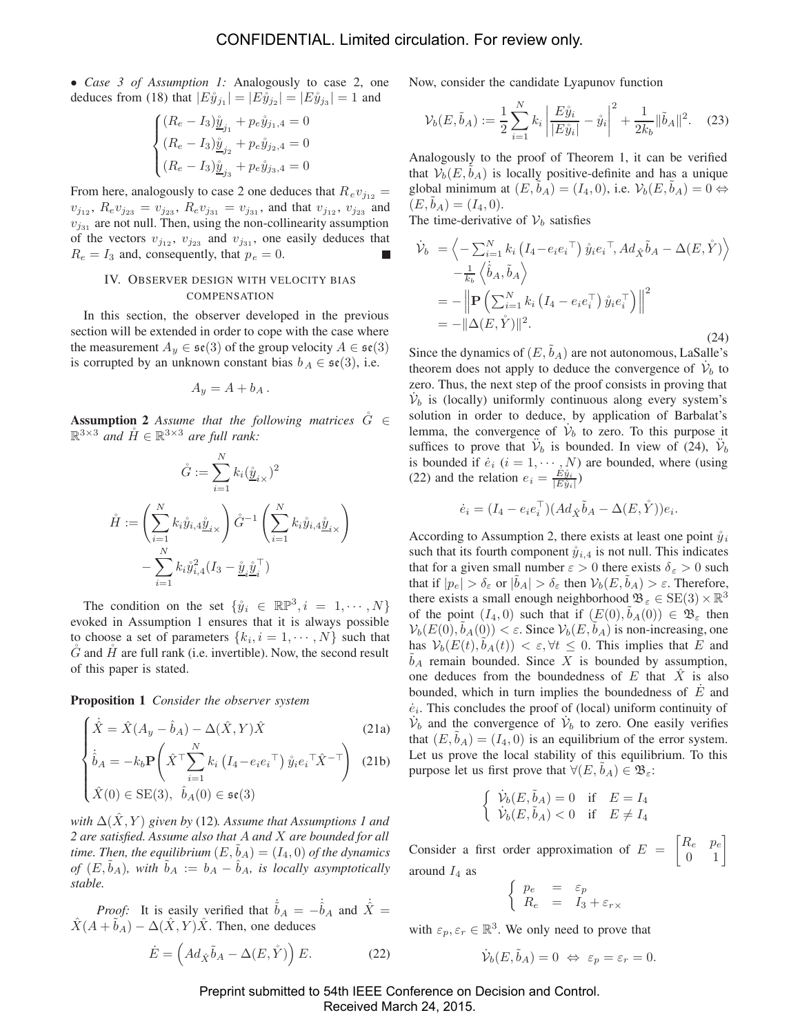• *Case 3 of Assumption 1:* Analogously to case 2, one deduces from (18) that $|E\mathring{y}_{j_1}| = |E\mathring{y}_{j_2}| = |E\mathring{y}_{j_3}| = 1$ and

$$\begin{cases} (R_e - I_3)\underline{\mathring{y}}_{j_1} + p_e\mathring{y}_{j_1,4} = 0 \\ (R_e - I_3)\underline{\mathring{y}}_{j_2} + p_e\mathring{y}_{j_2,4} = 0 \\ (R_e - I_3)\underline{\mathring{y}}_{j_3} + p_e\mathring{y}_{j_3,4} = 0 \end{cases}$$

From here, analogously to case 2 one deduces that $R_e v_{j_{12}} = v_{j_{12}}$, $R_e v_{j_{23}} = v_{j_{23}}$, $R_e v_{j_{31}} = v_{j_{31}}$, and that $v_{j_{12}}$, $v_{j_{23}}$ and $v_{j_{31}}$ are not null. Then, using the non-collinearity assumption of the vectors $v_{j_{12}}$, $v_{j_{23}}$ and $v_{j_{31}}$, one easily deduces that $R_e = I_3$ and, consequently, that $p_e = 0$. ∎

## IV. Observer design with velocity bias compensation

In this section, the observer developed in the previous section will be extended in order to cope with the case where the measurement $A_y \in \mathfrak{se}(3)$ of the group velocity $A \in \mathfrak{se}(3)$ is corrupted by an unknown constant bias $b_A \in \mathfrak{se}(3)$, i.e.

$$A_y = A + b_A \,.$$

**Assumption 2** *Assume that the following matrices $\mathring{G} \in \mathbb{R}^{3\times 3}$ and $\mathring{H} \in \mathbb{R}^{3\times 3}$ are full rank:*

$$\mathring{G} := \sum_{i=1}^{N} k_i(\underline{\mathring{y}}_{i\times})^2$$

$$\mathring{H} := \left(\sum_{i=1}^{N} k_i\mathring{y}_{i,4}\underline{\mathring{y}}_{i\times}\right)\mathring{G}^{-1}\left(\sum_{i=1}^{N} k_i\mathring{y}_{i,4}\underline{\mathring{y}}_{i\times}\right) - \sum_{i=1}^{N} k_i\mathring{y}_{i,4}^2(I_3 - \underline{\mathring{y}}_i\underline{\mathring{y}}_i^\top)$$

The condition on the set $\{\mathring{y}_i \in \mathbb{RP}^3, i = 1, \cdots, N\}$ evoked in Assumption 1 ensures that it is always possible to choose a set of parameters $\{k_i, i = 1, \cdots, N\}$ such that $\mathring{G}$ and $\mathring{H}$ are full rank (i.e. invertible). Now, the second result of this paper is stated.

**Proposition 1** *Consider the observer system*

$$\begin{cases} \dot{\hat{X}} = \hat{X}(A_y - \hat{b}_A) - \Delta(\hat{X}, Y)\hat{X} & \text{(21a)} \\ \dot{\hat{b}}_A = -k_b\mathbf{P}\left(\hat{X}^\top\sum_{i=1}^{N} k_i\left(I_4 - e_ie_i^\top\right)\mathring{y}_ie_i^\top\hat{X}^{-\top}\right) & \text{(21b)} \\ \hat{X}(0) \in \mathrm{SE}(3),\ \ \hat{b}_A(0) \in \mathfrak{se}(3) \end{cases}$$

*with $\Delta(\hat{X}, Y)$ given by* (12)*. Assume that Assumptions 1 and 2 are satisfied. Assume also that $A$ and $X$ are bounded for all time. Then, the equilibrium $(E, \tilde{b}_A) = (I_4, 0)$ of the dynamics of $(E, \tilde{b}_A)$, with $\tilde{b}_A := b_A - \hat{b}_A$, is locally asymptotically stable.*

*Proof:* It is easily verified that $\dot{\tilde{b}}_A = -\dot{\hat{b}}_A$ and $\dot{\hat{X}} = \hat{X}(A + \tilde{b}_A) - \Delta(\hat{X}, Y)\hat{X}$. Then, one deduces

$$\dot{E} = \left(Ad_{\hat{X}}\tilde{b}_A - \Delta(E, \mathring{Y})\right)E. \tag{22}$$

Now, consider the candidate Lyapunov function

$$\mathcal{V}_b(E, \tilde{b}_A) := \frac{1}{2}\sum_{i=1}^{N} k_i\left|\frac{E\mathring{y}_i}{|E\mathring{y}_i|} - \mathring{y}_i\right|^2 + \frac{1}{2k_b}\|\tilde{b}_A\|^2. \tag{23}$$

Analogously to the proof of Theorem 1, it can be verified that $\mathcal{V}_b(E, \tilde{b}_A)$ is locally positive-definite and has a unique global minimum at $(E, \tilde{b}_A) = (I_4, 0)$, i.e. $\mathcal{V}_b(E, \tilde{b}_A) = 0 \Leftrightarrow (E, \tilde{b}_A) = (I_4, 0)$.
The time-derivative of $\mathcal{V}_b$ satisfies

$$\begin{aligned} \dot{\mathcal{V}}_b &= \left\langle -\textstyle\sum_{i=1}^{N} k_i\left(I_4 - e_ie_i^\top\right)\mathring{y}_ie_i^\top, Ad_{\hat{X}}\tilde{b}_A - \Delta(E, \mathring{Y})\right\rangle \\ &\quad -\tfrac{1}{k_b}\left\langle\dot{\hat{b}}_A, \tilde{b}_A\right\rangle \\ &= -\left\|\mathbf{P}\left(\textstyle\sum_{i=1}^{N} k_i\left(I_4 - e_ie_i^\top\right)\mathring{y}_ie_i^\top\right)\right\|^2 \\ &= -\|\Delta(E, \mathring{Y})\|^2. \end{aligned} \tag{24}$$

Since the dynamics of $(E, \tilde{b}_A)$ are not autonomous, LaSalle's theorem does not apply to deduce the convergence of $\dot{\mathcal{V}}_b$ to zero. Thus, the next step of the proof consists in proving that $\dot{\mathcal{V}}_b$ is (locally) uniformly continuous along every system's solution in order to deduce, by application of Barbalat's lemma, the convergence of $\dot{\mathcal{V}}_b$ to zero. To this purpose it suffices to prove that $\ddot{\mathcal{V}}_b$ is bounded. In view of (24), $\ddot{\mathcal{V}}_b$ is bounded if $\dot{e}_i$ $(i = 1, \cdots, N)$ are bounded, where (using (22) and the relation $e_i = \frac{E\mathring{y}_i}{|E\mathring{y}_i|}$)

$$\dot{e}_i = (I_4 - e_ie_i^\top)(Ad_{\hat{X}}\tilde{b}_A - \Delta(E, \mathring{Y}))e_i.$$

According to Assumption 2, there exists at least one point $\mathring{y}_i$ such that its fourth component $\mathring{y}_{i,4}$ is not null. This indicates that for a given small number $\varepsilon > 0$ there exists $\delta_\varepsilon > 0$ such that if $|p_e| > \delta_\varepsilon$ or $|\tilde{b}_A| > \delta_\varepsilon$ then $\mathcal{V}_b(E, \tilde{b}_A) > \varepsilon$. Therefore, there exists a small enough neighborhood $\mathfrak{B}_\varepsilon \in \mathrm{SE}(3) \times \mathbb{R}^3$ of the point $(I_4, 0)$ such that if $(E(0), \tilde{b}_A(0)) \in \mathfrak{B}_\varepsilon$ then $\mathcal{V}_b(E(0), \tilde{b}_A(0)) < \varepsilon$. Since $\mathcal{V}_b(E, \tilde{b}_A)$ is non-increasing, one has $\mathcal{V}_b(E(t), \tilde{b}_A(t)) < \varepsilon, \forall t \leq 0$. This implies that $E$ and $\tilde{b}_A$ remain bounded. Since $X$ is bounded by assumption, one deduces from the boundedness of $E$ that $\hat{X}$ is also bounded, which in turn implies the boundedness of $\dot{E}$ and $\dot{e}_i$. This concludes the proof of (local) uniform continuity of $\dot{\mathcal{V}}_b$ and the convergence of $\dot{\mathcal{V}}_b$ to zero. One easily verifies that $(E, \tilde{b}_A) = (I_4, 0)$ is an equilibrium of the error system. Let us prove the local stability of this equilibrium. To this purpose let us first prove that $\forall(E, \tilde{b}_A) \in \mathfrak{B}_\varepsilon$:

$$\begin{cases} \dot{\mathcal{V}}_b(E, \tilde{b}_A) = 0 & \text{if} \quad E = I_4 \\ \dot{\mathcal{V}}_b(E, \tilde{b}_A) < 0 & \text{if} \quad E \neq I_4 \end{cases}$$

Consider a first order approximation of $E = \begin{bmatrix} R_e & p_e \\ 0 & 1 \end{bmatrix}$ around $I_4$ as

$$\begin{cases} p_e &= \varepsilon_p \\ R_e &= I_3 + \varepsilon_{r\times} \end{cases}$$

with $\varepsilon_p, \varepsilon_r \in \mathbb{R}^3$. We only need to prove that

$$\dot{\mathcal{V}}_b(E, \tilde{b}_A) = 0 \ \Leftrightarrow\ \varepsilon_p = \varepsilon_r = 0.$$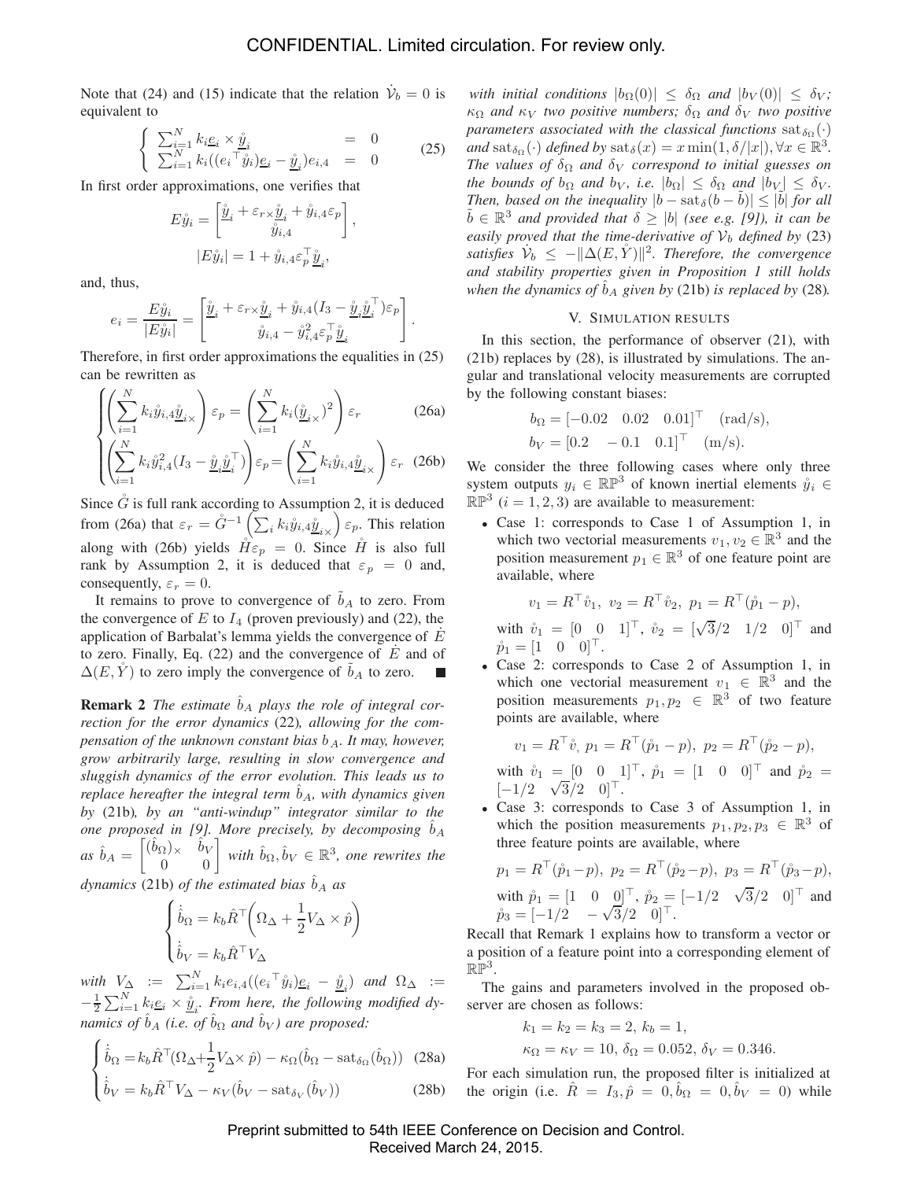Note that (24) and (15) indicate that the relation $\dot{\mathcal{V}}_b = 0$ is equivalent to

$$\begin{cases} \sum_{i=1}^N k_i \underline{e}_i \times \underline{\mathring{y}}_i &= 0 \\ \sum_{i=1}^N k_i ((e_i{}^\top \mathring{y}_i)\underline{e}_i - \underline{\mathring{y}}_i) e_{i,4} &= 0 \end{cases} \tag{25}$$

In first order approximations, one verifies that

$$E\mathring{y}_i = \begin{bmatrix} \underline{\mathring{y}}_i + \varepsilon_{r\times}\underline{\mathring{y}}_i + \mathring{y}_{i,4}\varepsilon_p \\ \mathring{y}_{i,4} \end{bmatrix},$$

$$|E\mathring{y}_i| = 1 + \mathring{y}_{i,4}\varepsilon_p^\top \underline{\mathring{y}}_i,$$

and, thus,

$$e_i = \frac{E\mathring{y}_i}{|E\mathring{y}_i|} = \begin{bmatrix} \underline{\mathring{y}}_i + \varepsilon_{r\times}\underline{\mathring{y}}_i + \mathring{y}_{i,4}(I_3 - \underline{\mathring{y}}_i\underline{\mathring{y}}_i^\top)\varepsilon_p \\ \mathring{y}_{i,4} - \mathring{y}_{i,4}^2 \varepsilon_p^\top \underline{\mathring{y}}_i \end{bmatrix}.$$

Therefore, in first order approximations the equalities in (25) can be rewritten as

$$\begin{cases} \left(\sum_{i=1}^N k_i \mathring{y}_{i,4} \underline{\mathring{y}}_{i\times}\right)\varepsilon_p = \left(\sum_{i=1}^N k_i (\underline{\mathring{y}}_{i\times})^2\right)\varepsilon_r & \text{(26a)} \\ \left(\sum_{i=1}^N k_i \mathring{y}_{i,4}^2 (I_3 - \underline{\mathring{y}}_i\underline{\mathring{y}}_i^\top)\right)\varepsilon_p = \left(\sum_{i=1}^N k_i \mathring{y}_{i,4}\underline{\mathring{y}}_{i\times}\right)\varepsilon_r & \text{(26b)} \end{cases}$$

Since $\mathring{G}$ is full rank according to Assumption 2, it is deduced from (26a) that $\varepsilon_r = \mathring{G}^{-1}\left(\sum_i k_i \mathring{y}_{i,4}\underline{\mathring{y}}_{i\times}\right)\varepsilon_p$. This relation along with (26b) yields $\mathring{H}\varepsilon_p = 0$. Since $\mathring{H}$ is also full rank by Assumption 2, it is deduced that $\varepsilon_p = 0$ and, consequently, $\varepsilon_r = 0$.

It remains to prove to convergence of $\tilde{b}_A$ to zero. From the convergence of $E$ to $I_4$ (proven previously) and (22), the application of Barbalat's lemma yields the convergence of $\dot{E}$ to zero. Finally, Eq. (22) and the convergence of $\dot{E}$ and of $\Delta(E, \mathring{Y})$ to zero imply the convergence of $\tilde{b}_A$ to zero. ∎

**Remark 2** *The estimate $\hat{b}_A$ plays the role of integral correction for the error dynamics* (22)*, allowing for the compensation of the unknown constant bias $b_A$. It may, however, grow arbitrarily large, resulting in slow convergence and sluggish dynamics of the error evolution. This leads us to replace hereafter the integral term $\hat{b}_A$, with dynamics given by* (21b)*, by an "anti-windup" integrator similar to the one proposed in [9]. More precisely, by decomposing $\hat{b}_A$ as $\hat{b}_A = \begin{bmatrix} (\hat{b}_\Omega)_\times & \hat{b}_V \\ 0 & 0 \end{bmatrix}$ with $\hat{b}_\Omega, \hat{b}_V \in \mathbb{R}^3$, one rewrites the dynamics* (21b) *of the estimated bias $\hat{b}_A$ as*

$$\begin{cases} \dot{\hat{b}}_\Omega = k_b \hat{R}^\top \left(\Omega_\Delta + \frac{1}{2} V_\Delta \times \hat{p}\right) \\ \dot{\hat{b}}_V = k_b \hat{R}^\top V_\Delta \end{cases}$$

*with $V_\Delta := \sum_{i=1}^N k_i e_{i,4}((e_i{}^\top \mathring{y}_i)\underline{e}_i - \underline{\mathring{y}}_i)$ and $\Omega_\Delta := -\frac{1}{2}\sum_{i=1}^N k_i \underline{e}_i \times \underline{\mathring{y}}_i$. From here, the following modified dynamics of $\hat{b}_A$ (i.e. of $\hat{b}_\Omega$ and $\hat{b}_V$) are proposed:*

$$\begin{cases} \dot{\hat{b}}_\Omega = k_b \hat{R}^\top (\Omega_\Delta + \frac{1}{2} V_\Delta \times \hat{p}) - \kappa_\Omega (\hat{b}_\Omega - \mathrm{sat}_{\delta_\Omega}(\hat{b}_\Omega)) & \text{(28a)} \\ \dot{\hat{b}}_V = k_b \hat{R}^\top V_\Delta - \kappa_V (\hat{b}_V - \mathrm{sat}_{\delta_V}(\hat{b}_V)) & \text{(28b)} \end{cases}$$

*with initial conditions $|b_\Omega(0)| \leq \delta_\Omega$ and $|b_V(0)| \leq \delta_V$; $\kappa_\Omega$ and $\kappa_V$ two positive numbers; $\delta_\Omega$ and $\delta_V$ two positive parameters associated with the classical functions $\mathrm{sat}_{\delta_\Omega}(\cdot)$ and $\mathrm{sat}_{\delta_\Omega}(\cdot)$ defined by $\mathrm{sat}_\delta(x) = x \min(1, \delta/|x|), \forall x \in \mathbb{R}^3$. The values of $\delta_\Omega$ and $\delta_V$ correspond to initial guesses on the bounds of $b_\Omega$ and $b_V$, i.e. $|b_\Omega| \leq \delta_\Omega$ and $|b_V| \leq \delta_V$. Then, based on the inequality $|b - \mathrm{sat}_\delta(b - \tilde{b})| \leq |\tilde{b}|$ for all $\tilde{b} \in \mathbb{R}^3$ and provided that $\delta \geq |b|$ (see e.g. [9]), it can be easily proved that the time-derivative of $\mathcal{V}_b$ defined by* (23) *satisfies $\dot{\mathcal{V}}_b \leq -\|\Delta(E, \mathring{Y})\|^2$. Therefore, the convergence and stability properties given in Proposition 1 still holds when the dynamics of $\hat{b}_A$ given by* (21b) *is replaced by* (28)*.*

## V. Simulation results

In this section, the performance of observer (21), with (21b) replaces by (28), is illustrated by simulations. The angular and translational velocity measurements are corrupted by the following constant biases:

$$b_\Omega = [-0.02 \quad 0.02 \quad 0.01]^\top \quad (\text{rad/s}),$$
$$b_V = [0.2 \quad -0.1 \quad 0.1]^\top \quad (\text{m/s}).$$

We consider the three following cases where only three system outputs $y_i \in \mathbb{RP}^3$ of known inertial elements $\mathring{y}_i \in \mathbb{RP}^3$ $(i = 1, 2, 3)$ are available to measurement:

- Case 1: corresponds to Case 1 of Assumption 1, in which two vectorial measurements $v_1, v_2 \in \mathbb{R}^3$ and the position measurement $p_1 \in \mathbb{R}^3$ of one feature point are available, where

  $$v_1 = R^\top \mathring{v}_1, \; v_2 = R^\top \mathring{v}_2, \; p_1 = R^\top(\mathring{p}_1 - p),$$

  with $\mathring{v}_1 = [0 \quad 0 \quad 1]^\top$, $\mathring{v}_2 = [\sqrt{3}/2 \quad 1/2 \quad 0]^\top$ and $\mathring{p}_1 = [1 \quad 0 \quad 0]^\top$.
- Case 2: corresponds to Case 2 of Assumption 1, in which one vectorial measurement $v_1 \in \mathbb{R}^3$ and the position measurements $p_1, p_2 \in \mathbb{R}^3$ of two feature points are available, where

  $$v_1 = R^\top \mathring{v}, \; p_1 = R^\top(\mathring{p}_1 - p), \; p_2 = R^\top(\mathring{p}_2 - p),$$

  with $\mathring{v}_1 = [0 \quad 0 \quad 1]^\top$, $\mathring{p}_1 = [1 \quad 0 \quad 0]^\top$ and $\mathring{p}_2 = [-1/2 \quad \sqrt{3}/2 \quad 0]^\top$.
- Case 3: corresponds to Case 3 of Assumption 1, in which the position measurements $p_1, p_2, p_3 \in \mathbb{R}^3$ of three feature points are available, where

  $$p_1 = R^\top(\mathring{p}_1 - p), \; p_2 = R^\top(\mathring{p}_2 - p), \; p_3 = R^\top(\mathring{p}_3 - p),$$

  with $\mathring{p}_1 = [1 \quad 0 \quad 0]^\top$, $\mathring{p}_2 = [-1/2 \quad \sqrt{3}/2 \quad 0]^\top$ and $\mathring{p}_3 = [-1/2 \quad -\sqrt{3}/2 \quad 0]^\top$.

Recall that Remark 1 explains how to transform a vector or a position of a feature point into a corresponding element of $\mathbb{RP}^3$.

The gains and parameters involved in the proposed observer are chosen as follows:

$$k_1 = k_2 = k_3 = 2, \; k_b = 1,$$
$$\kappa_\Omega = \kappa_V = 10, \; \delta_\Omega = 0.052, \; \delta_V = 0.346.$$

For each simulation run, the proposed filter is initialized at the origin (i.e. $\hat{R} = I_3, \hat{p} = 0, \hat{b}_\Omega = 0, \hat{b}_V = 0$) while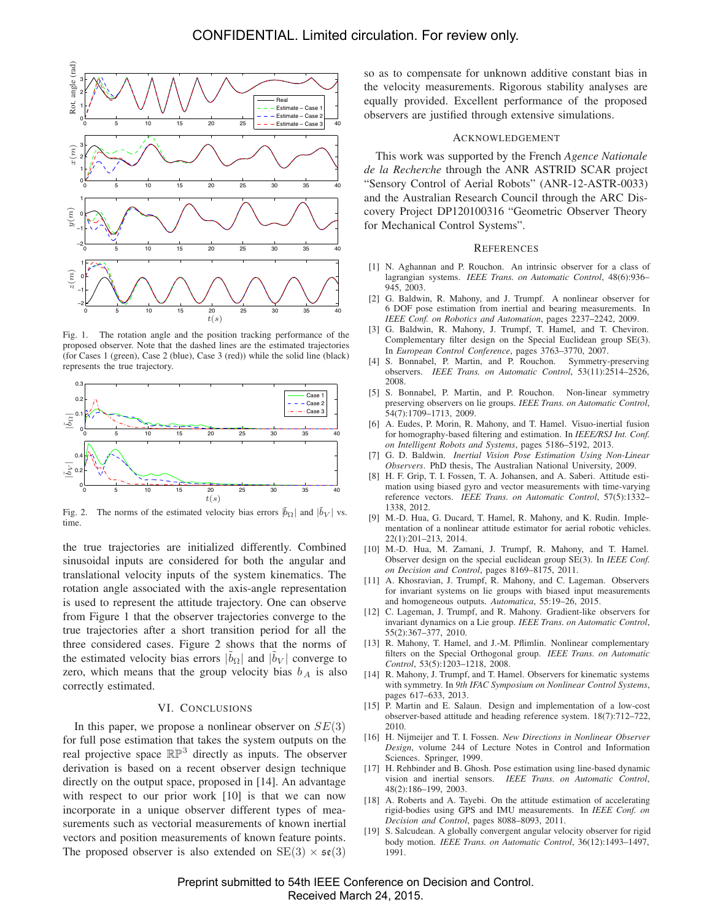Fig. 1. The rotation angle and the position tracking performance of the proposed observer. Note that the dashed lines are the estimated trajectories (for Cases 1 (green), Case 2 (blue), Case 3 (red)) while the solid line (black) represents the true trajectory.

Fig. 2. The norms of the estimated velocity bias errors $|\tilde{b}_\Omega|$ and $|\tilde{b}_V|$ vs. time.

the true trajectories are initialized differently. Combined sinusoidal inputs are considered for both the angular and translational velocity inputs of the system kinematics. The rotation angle associated with the axis-angle representation is used to represent the attitude trajectory. One can observe from Figure 1 that the observer trajectories converge to the true trajectories after a short transition period for all the three considered cases. Figure 2 shows that the norms of the estimated velocity bias errors $|\tilde{b}_\Omega|$ and $|\tilde{b}_V|$ converge to zero, which means that the group velocity bias $b_A$ is also correctly estimated.

## VI. Conclusions

In this paper, we propose a nonlinear observer on $SE(3)$ for full pose estimation that takes the system outputs on the real projective space $\mathbb{RP}^3$ directly as inputs. The observer derivation is based on a recent observer design technique directly on the output space, proposed in [14]. An advantage with respect to our prior work [10] is that we can now incorporate in a unique observer different types of measurements such as vectorial measurements of known inertial vectors and position measurements of known feature points. The proposed observer is also extended on $\mathrm{SE}(3) \times \mathfrak{se}(3)$ so as to compensate for unknown additive constant bias in the velocity measurements. Rigorous stability analyses are equally provided. Excellent performance of the proposed observers are justified through extensive simulations.

## Acknowledgement

This work was supported by the French *Agence Nationale de la Recherche* through the ANR ASTRID SCAR project "Sensory Control of Aerial Robots" (ANR-12-ASTR-0033) and the Australian Research Council through the ARC Discovery Project DP120100316 "Geometric Observer Theory for Mechanical Control Systems".

## References

[1] N. Aghannan and P. Rouchon. An intrinsic observer for a class of lagrangian systems. *IEEE Trans. on Automatic Control*, 48(6):936–945, 2003.

[2] G. Baldwin, R. Mahony, and J. Trumpf. A nonlinear observer for 6 DOF pose estimation from inertial and bearing measurements. In *IEEE Conf. on Robotics and Automation*, pages 2237–2242, 2009.

[3] G. Baldwin, R. Mahony, J. Trumpf, T. Hamel, and T. Cheviron. Complementary filter design on the Special Euclidean group SE(3). In *European Control Conference*, pages 3763–3770, 2007.

[4] S. Bonnabel, P. Martin, and P. Rouchon. Symmetry-preserving observers. *IEEE Trans. on Automatic Control*, 53(11):2514–2526, 2008.

[5] S. Bonnabel, P. Martin, and P. Rouchon. Non-linear symmetry preserving observers on lie groups. *IEEE Trans. on Automatic Control*, 54(7):1709–1713, 2009.

[6] A. Eudes, P. Morin, R. Mahony, and T. Hamel. Visuo-inertial fusion for homography-based filtering and estimation. In *IEEE/RSJ Int. Conf. on Intelligent Robots and Systems*, pages 5186–5192, 2013.

[7] G. D. Baldwin. *Inertial Vision Pose Estimation Using Non-Linear Observers*. PhD thesis, The Australian National University, 2009.

[8] H. F. Grip, T. I. Fossen, T. A. Johansen, and A. Saberi. Attitude estimation using biased gyro and vector measurements with time-varying reference vectors. *IEEE Trans. on Automatic Control*, 57(5):1332–1338, 2012.

[9] M.-D. Hua, G. Ducard, T. Hamel, R. Mahony, and K. Rudin. Implementation of a nonlinear attitude estimator for aerial robotic vehicles. 22(1):201–213, 2014.

[10] M.-D. Hua, M. Zamani, J. Trumpf, R. Mahony, and T. Hamel. Observer design on the special euclidean group SE(3). In *IEEE Conf. on Decision and Control*, pages 8169–8175, 2011.

[11] A. Khosravian, J. Trumpf, R. Mahony, and C. Lageman. Observers for invariant systems on lie groups with biased input measurements and homogeneous outputs. *Automatica*, 55:19–26, 2015.

[12] C. Lageman, J. Trumpf, and R. Mahony. Gradient-like observers for invariant dynamics on a Lie group. *IEEE Trans. on Automatic Control*, 55(2):367–377, 2010.

[13] R. Mahony, T. Hamel, and J.-M. Pflimlin. Nonlinear complementary filters on the Special Orthogonal group. *IEEE Trans. on Automatic Control*, 53(5):1203–1218, 2008.

[14] R. Mahony, J. Trumpf, and T. Hamel. Observers for kinematic systems with symmetry. In *9th IFAC Symposium on Nonlinear Control Systems*, pages 617–633, 2013.

[15] P. Martin and E. Salaun. Design and implementation of a low-cost observer-based attitude and heading reference system. 18(7):712–722, 2010.

[16] H. Nijmeijer and T. I. Fossen. *New Directions in Nonlinear Observer Design*, volume 244 of Lecture Notes in Control and Information Sciences. Springer, 1999.

[17] H. Rehbinder and B. Ghosh. Pose estimation using line-based dynamic vision and inertial sensors. *IEEE Trans. on Automatic Control*, 48(2):186–199, 2003.

[18] A. Roberts and A. Tayebi. On the attitude estimation of accelerating rigid-bodies using GPS and IMU measurements. In *IEEE Conf. on Decision and Control*, pages 8088–8093, 2011.

[19] S. Salcudean. A globally convergent angular velocity observer for rigid body motion. *IEEE Trans. on Automatic Control*, 36(12):1493–1497, 1991.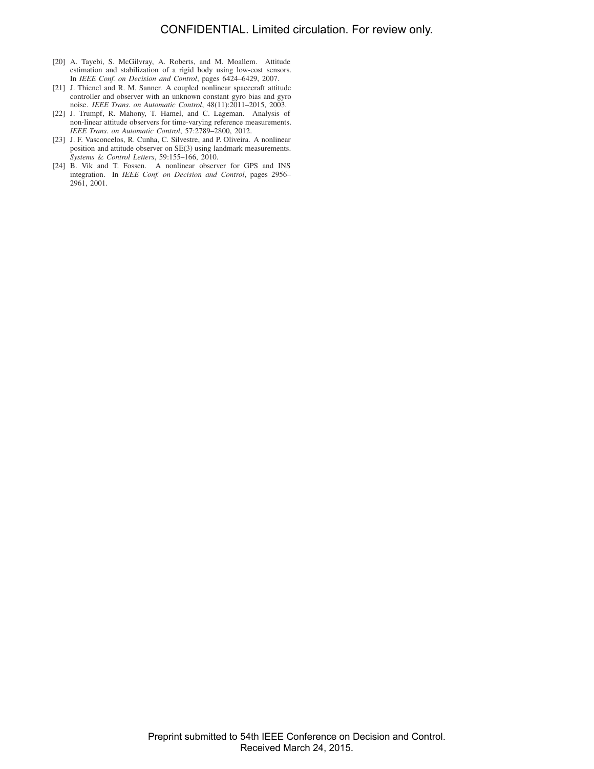[20] A. Tayebi, S. McGilvray, A. Roberts, and M. Moallem. Attitude estimation and stabilization of a rigid body using low-cost sensors. In *IEEE Conf. on Decision and Control*, pages 6424–6429, 2007.

[21] J. Thienel and R. M. Sanner. A coupled nonlinear spacecraft attitude controller and observer with an unknown constant gyro bias and gyro noise. *IEEE Trans. on Automatic Control*, 48(11):2011–2015, 2003.

[22] J. Trumpf, R. Mahony, T. Hamel, and C. Lageman. Analysis of non-linear attitude observers for time-varying reference measurements. *IEEE Trans. on Automatic Control*, 57:2789–2800, 2012.

[23] J. F. Vasconcelos, R. Cunha, C. Silvestre, and P. Oliveira. A nonlinear position and attitude observer on SE(3) using landmark measurements. *Systems & Control Letters*, 59:155–166, 2010.

[24] B. Vik and T. Fossen. A nonlinear observer for GPS and INS integration. In *IEEE Conf. on Decision and Control*, pages 2956–2961, 2001.